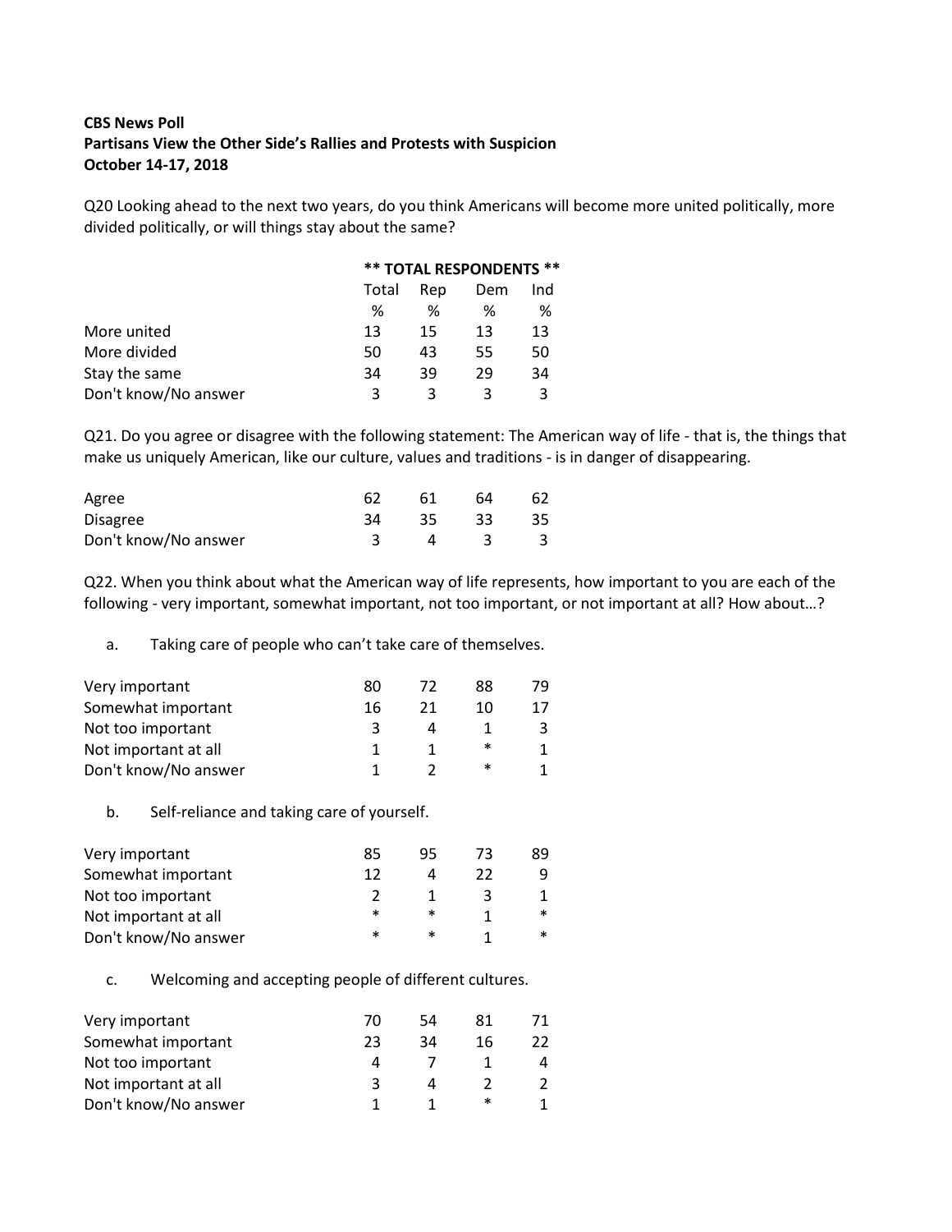**CBS News Poll**
**Partisans View the Other Side's Rallies and Protests with Suspicion**
**October 14-17, 2018**

Q20 Looking ahead to the next two years, do you think Americans will become more united politically, more divided politically, or will things stay about the same?

| | ** TOTAL RESPONDENTS ** | | | |
|---|---|---|---|---|
| | Total | Rep | Dem | Ind |
| | % | % | % | % |
| More united | 13 | 15 | 13 | 13 |
| More divided | 50 | 43 | 55 | 50 |
| Stay the same | 34 | 39 | 29 | 34 |
| Don't know/No answer | 3 | 3 | 3 | 3 |

Q21. Do you agree or disagree with the following statement: The American way of life - that is, the things that make us uniquely American, like our culture, values and traditions - is in danger of disappearing.

| | Total | Rep | Dem | Ind |
|---|---|---|---|---|
| Agree | 62 | 61 | 64 | 62 |
| Disagree | 34 | 35 | 33 | 35 |
| Don't know/No answer | 3 | 4 | 3 | 3 |

Q22. When you think about what the American way of life represents, how important to you are each of the following - very important, somewhat important, not too important, or not important at all? How about…?

a. Taking care of people who can't take care of themselves.

| | Total | Rep | Dem | Ind |
|---|---|---|---|---|
| Very important | 80 | 72 | 88 | 79 |
| Somewhat important | 16 | 21 | 10 | 17 |
| Not too important | 3 | 4 | 1 | 3 |
| Not important at all | 1 | 1 | * | 1 |
| Don't know/No answer | 1 | 2 | * | 1 |

b. Self-reliance and taking care of yourself.

| | Total | Rep | Dem | Ind |
|---|---|---|---|---|
| Very important | 85 | 95 | 73 | 89 |
| Somewhat important | 12 | 4 | 22 | 9 |
| Not too important | 2 | 1 | 3 | 1 |
| Not important at all | * | * | 1 | * |
| Don't know/No answer | * | * | 1 | * |

c. Welcoming and accepting people of different cultures.

| | Total | Rep | Dem | Ind |
|---|---|---|---|---|
| Very important | 70 | 54 | 81 | 71 |
| Somewhat important | 23 | 34 | 16 | 22 |
| Not too important | 4 | 7 | 1 | 4 |
| Not important at all | 3 | 4 | 2 | 2 |
| Don't know/No answer | 1 | 1 | * | 1 |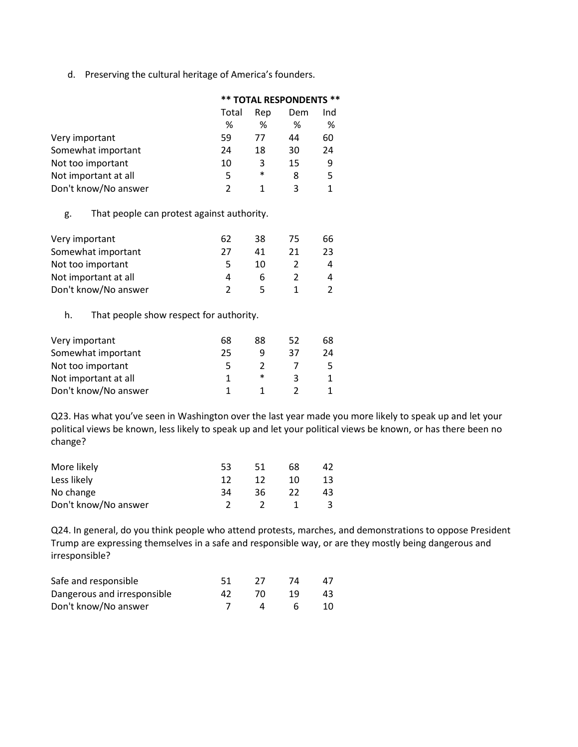d. Preserving the cultural heritage of America's founders.

| | ** TOTAL RESPONDENTS ** | | | |
|---|---|---|---|---|
| | Total | Rep | Dem | Ind |
| | % | % | % | % |
| Very important | 59 | 77 | 44 | 60 |
| Somewhat important | 24 | 18 | 30 | 24 |
| Not too important | 10 | 3 | 15 | 9 |
| Not important at all | 5 | * | 8 | 5 |
| Don't know/No answer | 2 | 1 | 3 | 1 |

g. That people can protest against authority.

| | Total | Rep | Dem | Ind |
|---|---|---|---|---|
| Very important | 62 | 38 | 75 | 66 |
| Somewhat important | 27 | 41 | 21 | 23 |
| Not too important | 5 | 10 | 2 | 4 |
| Not important at all | 4 | 6 | 2 | 4 |
| Don't know/No answer | 2 | 5 | 1 | 2 |

h. That people show respect for authority.

| | Total | Rep | Dem | Ind |
|---|---|---|---|---|
| Very important | 68 | 88 | 52 | 68 |
| Somewhat important | 25 | 9 | 37 | 24 |
| Not too important | 5 | 2 | 7 | 5 |
| Not important at all | 1 | * | 3 | 1 |
| Don't know/No answer | 1 | 1 | 2 | 1 |

Q23. Has what you've seen in Washington over the last year made you more likely to speak up and let your political views be known, less likely to speak up and let your political views be known, or has there been no change?

| | Total | Rep | Dem | Ind |
|---|---|---|---|---|
| More likely | 53 | 51 | 68 | 42 |
| Less likely | 12 | 12 | 10 | 13 |
| No change | 34 | 36 | 22 | 43 |
| Don't know/No answer | 2 | 2 | 1 | 3 |

Q24. In general, do you think people who attend protests, marches, and demonstrations to oppose President Trump are expressing themselves in a safe and responsible way, or are they mostly being dangerous and irresponsible?

| | Total | Rep | Dem | Ind |
|---|---|---|---|---|
| Safe and responsible | 51 | 27 | 74 | 47 |
| Dangerous and irresponsible | 42 | 70 | 19 | 43 |
| Don't know/No answer | 7 | 4 | 6 | 10 |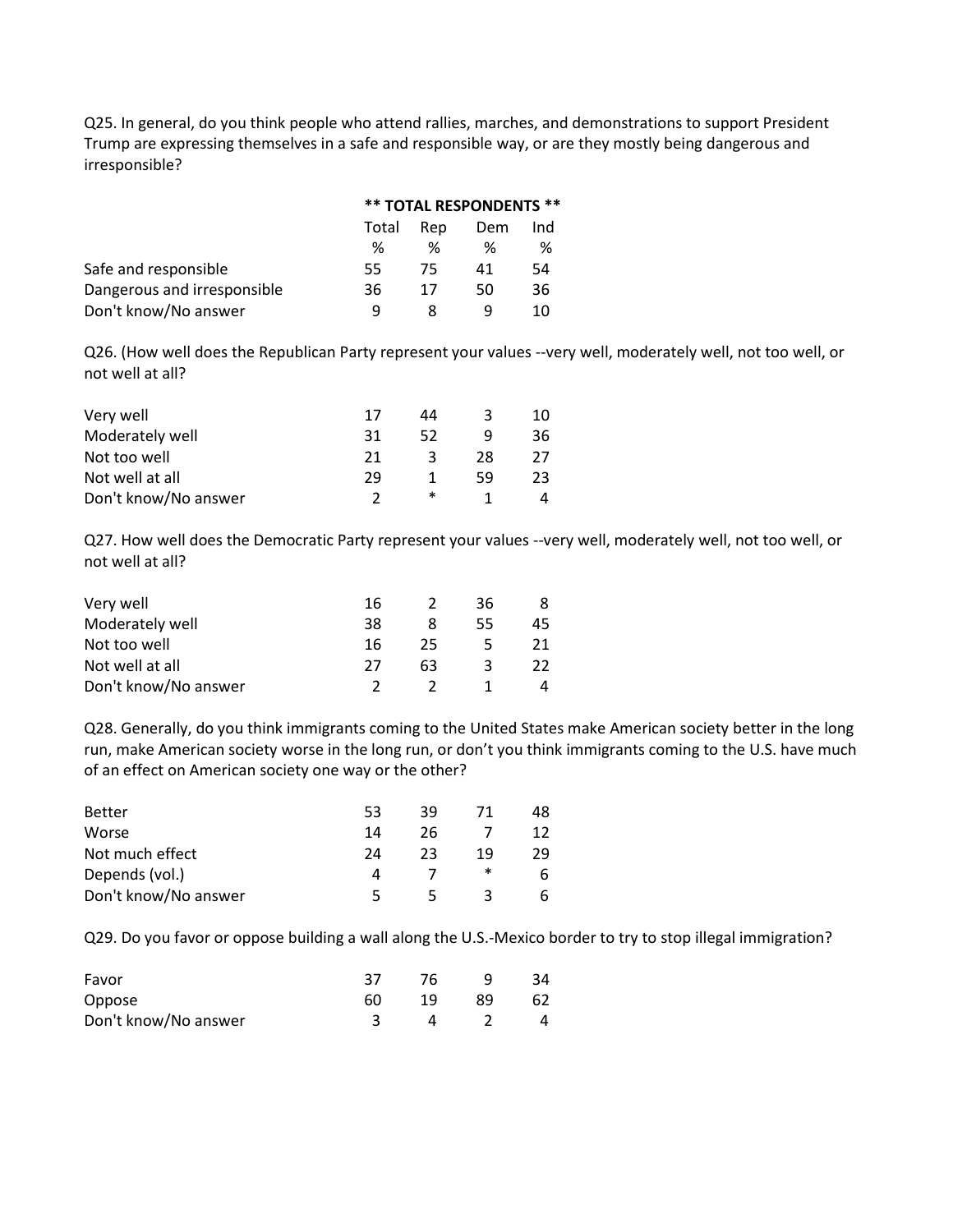Q25. In general, do you think people who attend rallies, marches, and demonstrations to support President Trump are expressing themselves in a safe and responsible way, or are they mostly being dangerous and irresponsible?

| | ** TOTAL RESPONDENTS ** | | | |
|---|---|---|---|---|
| | Total | Rep | Dem | Ind |
| | % | % | % | % |
| Safe and responsible | 55 | 75 | 41 | 54 |
| Dangerous and irresponsible | 36 | 17 | 50 | 36 |
| Don't know/No answer | 9 | 8 | 9 | 10 |

Q26. (How well does the Republican Party represent your values --very well, moderately well, not too well, or not well at all?

| | Total | Rep | Dem | Ind |
|---|---|---|---|---|
| Very well | 17 | 44 | 3 | 10 |
| Moderately well | 31 | 52 | 9 | 36 |
| Not too well | 21 | 3 | 28 | 27 |
| Not well at all | 29 | 1 | 59 | 23 |
| Don't know/No answer | 2 | * | 1 | 4 |

Q27. How well does the Democratic Party represent your values --very well, moderately well, not too well, or not well at all?

| | Total | Rep | Dem | Ind |
|---|---|---|---|---|
| Very well | 16 | 2 | 36 | 8 |
| Moderately well | 38 | 8 | 55 | 45 |
| Not too well | 16 | 25 | 5 | 21 |
| Not well at all | 27 | 63 | 3 | 22 |
| Don't know/No answer | 2 | 2 | 1 | 4 |

Q28. Generally, do you think immigrants coming to the United States make American society better in the long run, make American society worse in the long run, or don't you think immigrants coming to the U.S. have much of an effect on American society one way or the other?

| | Total | Rep | Dem | Ind |
|---|---|---|---|---|
| Better | 53 | 39 | 71 | 48 |
| Worse | 14 | 26 | 7 | 12 |
| Not much effect | 24 | 23 | 19 | 29 |
| Depends (vol.) | 4 | 7 | * | 6 |
| Don't know/No answer | 5 | 5 | 3 | 6 |

Q29. Do you favor or oppose building a wall along the U.S.-Mexico border to try to stop illegal immigration?

| | Total | Rep | Dem | Ind |
|---|---|---|---|---|
| Favor | 37 | 76 | 9 | 34 |
| Oppose | 60 | 19 | 89 | 62 |
| Don't know/No answer | 3 | 4 | 2 | 4 |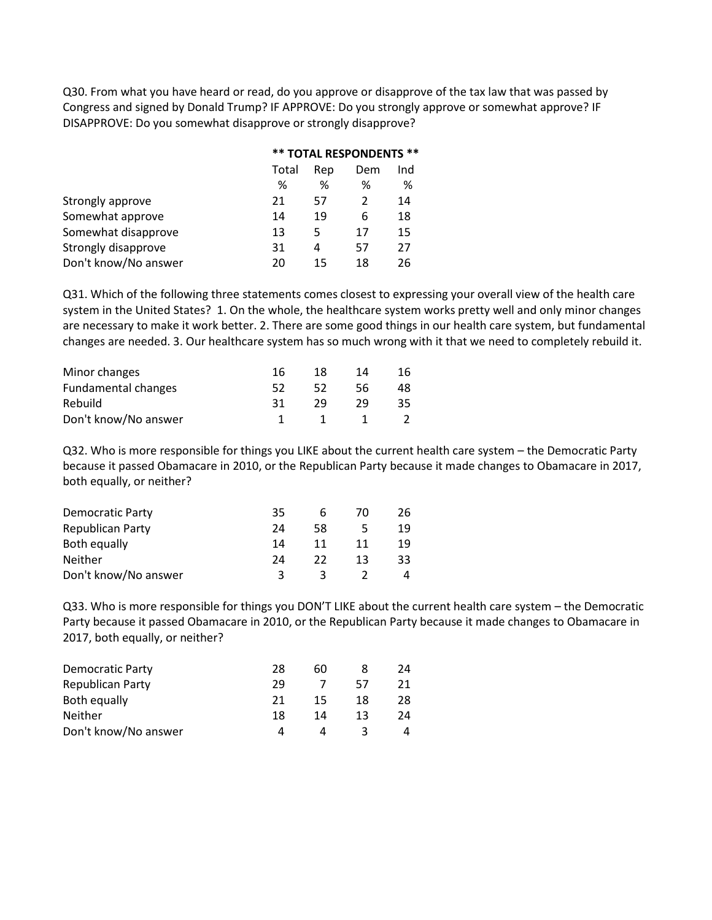Q30. From what you have heard or read, do you approve or disapprove of the tax law that was passed by Congress and signed by Donald Trump? IF APPROVE: Do you strongly approve or somewhat approve? IF DISAPPROVE: Do you somewhat disapprove or strongly disapprove?

| | ** TOTAL RESPONDENTS ** | | | |
|---|---|---|---|---|
| | Total | Rep | Dem | Ind |
| | % | % | % | % |
| Strongly approve | 21 | 57 | 2 | 14 |
| Somewhat approve | 14 | 19 | 6 | 18 |
| Somewhat disapprove | 13 | 5 | 17 | 15 |
| Strongly disapprove | 31 | 4 | 57 | 27 |
| Don't know/No answer | 20 | 15 | 18 | 26 |

Q31. Which of the following three statements comes closest to expressing your overall view of the health care system in the United States? 1. On the whole, the healthcare system works pretty well and only minor changes are necessary to make it work better. 2. There are some good things in our health care system, but fundamental changes are needed. 3. Our healthcare system has so much wrong with it that we need to completely rebuild it.

| | Total | Rep | Dem | Ind |
|---|---|---|---|---|
| Minor changes | 16 | 18 | 14 | 16 |
| Fundamental changes | 52 | 52 | 56 | 48 |
| Rebuild | 31 | 29 | 29 | 35 |
| Don't know/No answer | 1 | 1 | 1 | 2 |

Q32. Who is more responsible for things you LIKE about the current health care system – the Democratic Party because it passed Obamacare in 2010, or the Republican Party because it made changes to Obamacare in 2017, both equally, or neither?

| | Total | Rep | Dem | Ind |
|---|---|---|---|---|
| Democratic Party | 35 | 6 | 70 | 26 |
| Republican Party | 24 | 58 | 5 | 19 |
| Both equally | 14 | 11 | 11 | 19 |
| Neither | 24 | 22 | 13 | 33 |
| Don't know/No answer | 3 | 3 | 2 | 4 |

Q33. Who is more responsible for things you DON'T LIKE about the current health care system – the Democratic Party because it passed Obamacare in 2010, or the Republican Party because it made changes to Obamacare in 2017, both equally, or neither?

| | Total | Rep | Dem | Ind |
|---|---|---|---|---|
| Democratic Party | 28 | 60 | 8 | 24 |
| Republican Party | 29 | 7 | 57 | 21 |
| Both equally | 21 | 15 | 18 | 28 |
| Neither | 18 | 14 | 13 | 24 |
| Don't know/No answer | 4 | 4 | 3 | 4 |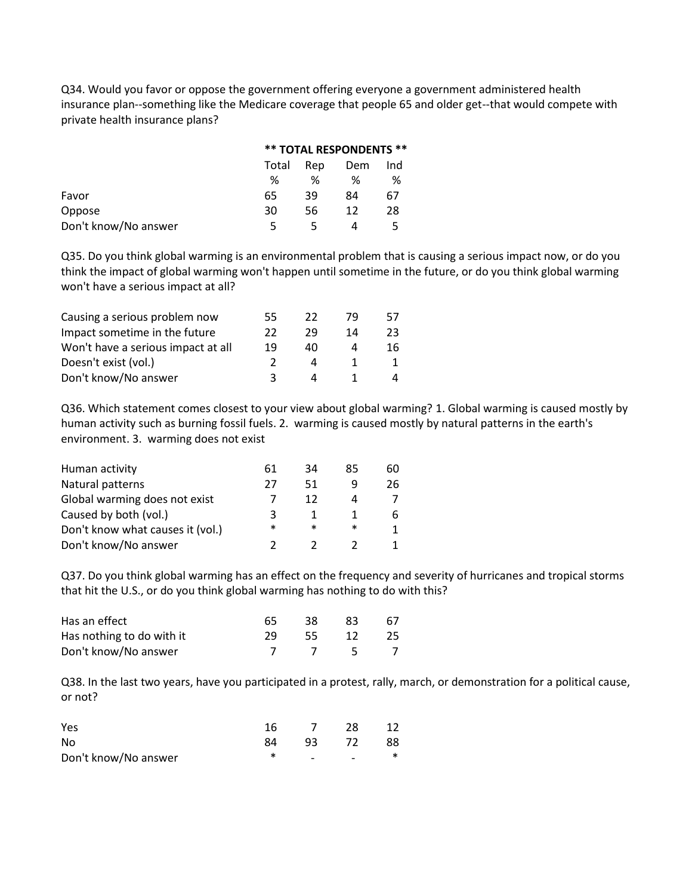Q34. Would you favor or oppose the government offering everyone a government administered health insurance plan--something like the Medicare coverage that people 65 and older get--that would compete with private health insurance plans?

| | ** TOTAL RESPONDENTS ** | | | |
|---|---|---|---|---|
| | Total | Rep | Dem | Ind |
| | % | % | % | % |
| Favor | 65 | 39 | 84 | 67 |
| Oppose | 30 | 56 | 12 | 28 |
| Don't know/No answer | 5 | 5 | 4 | 5 |

Q35. Do you think global warming is an environmental problem that is causing a serious impact now, or do you think the impact of global warming won't happen until sometime in the future, or do you think global warming won't have a serious impact at all?

| | Total | Rep | Dem | Ind |
|---|---|---|---|---|
| Causing a serious problem now | 55 | 22 | 79 | 57 |
| Impact sometime in the future | 22 | 29 | 14 | 23 |
| Won't have a serious impact at all | 19 | 40 | 4 | 16 |
| Doesn't exist (vol.) | 2 | 4 | 1 | 1 |
| Don't know/No answer | 3 | 4 | 1 | 4 |

Q36. Which statement comes closest to your view about global warming? 1. Global warming is caused mostly by human activity such as burning fossil fuels. 2. warming is caused mostly by natural patterns in the earth's environment. 3. warming does not exist

| | Total | Rep | Dem | Ind |
|---|---|---|---|---|
| Human activity | 61 | 34 | 85 | 60 |
| Natural patterns | 27 | 51 | 9 | 26 |
| Global warming does not exist | 7 | 12 | 4 | 7 |
| Caused by both (vol.) | 3 | 1 | 1 | 6 |
| Don't know what causes it (vol.) | * | * | * | 1 |
| Don't know/No answer | 2 | 2 | 2 | 1 |

Q37. Do you think global warming has an effect on the frequency and severity of hurricanes and tropical storms that hit the U.S., or do you think global warming has nothing to do with this?

| | Total | Rep | Dem | Ind |
|---|---|---|---|---|
| Has an effect | 65 | 38 | 83 | 67 |
| Has nothing to do with it | 29 | 55 | 12 | 25 |
| Don't know/No answer | 7 | 7 | 5 | 7 |

Q38. In the last two years, have you participated in a protest, rally, march, or demonstration for a political cause, or not?

| | Total | Rep | Dem | Ind |
|---|---|---|---|---|
| Yes | 16 | 7 | 28 | 12 |
| No | 84 | 93 | 72 | 88 |
| Don't know/No answer | * | - | - | * |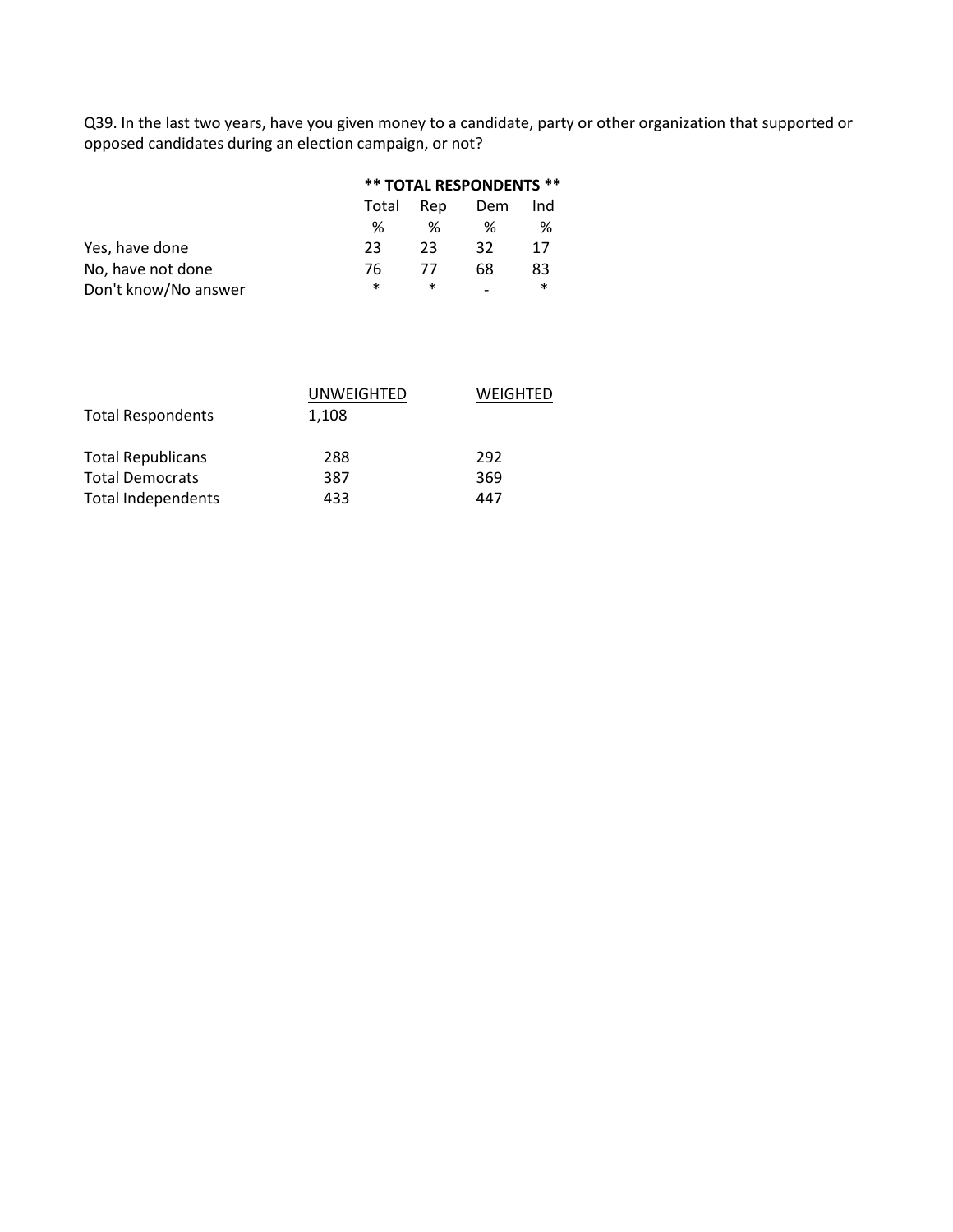Q39. In the last two years, have you given money to a candidate, party or other organization that supported or opposed candidates during an election campaign, or not?

| | ** TOTAL RESPONDENTS ** | | | |
|---|---|---|---|---|
| | Total | Rep | Dem | Ind |
| | % | % | % | % |
| Yes, have done | 23 | 23 | 32 | 17 |
| No, have not done | 76 | 77 | 68 | 83 |
| Don't know/No answer | * | * | - | * |

| | UNWEIGHTED | WEIGHTED |
|---|---|---|
| Total Respondents | 1,108 | |
| Total Republicans | 288 | 292 |
| Total Democrats | 387 | 369 |
| Total Independents | 433 | 447 |